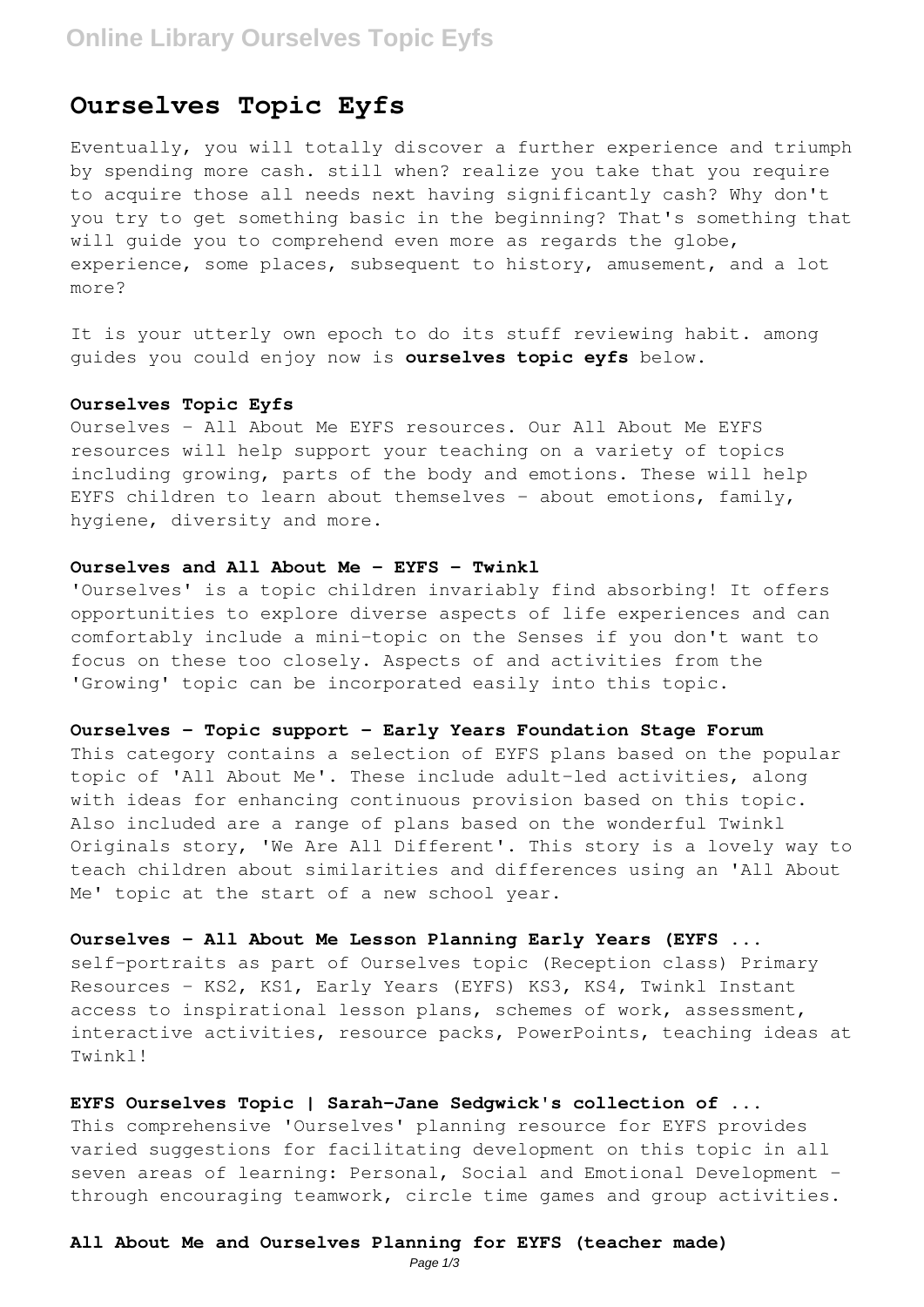# Ourselves Topic Eyfs

Eventually, you will totally discover a further experience and triumph by spending more cash. still when? realize you take that you require to acquire those all needs next having significantly cash? Why don't you try to get something basic in the beginning? That's something that will guide you to comprehend even more as regards the globe, experience, some places, subsequent to history, amusement, and a lot more?

It is your utterly own epoch to do its stuff reviewing habit. among guides you could enjoy now is **ourselves topic eyfs** below.

### Ourselves Topic Eyfs

Ourselves - All About Me EYFS resources. Our All About Me EYFS resources will help support your teaching on a variety of topics including growing, parts of the body and emotions. These will help EYFS children to learn about themselves - about emotions, family, hygiene, diversity and more.

### Ourselves and All About Me - EYFS - Twinkl

'Ourselves' is a topic children invariably find absorbing! It offers opportunities to explore diverse aspects of life experiences and can comfortably include a mini-topic on the Senses if you don't want to focus on these too closely. Aspects of and activities from the 'Growing' topic can be incorporated easily into this topic.

### Ourselves - Topic support - Early Years Foundation Stage Forum

This category contains a selection of EYFS plans based on the popular topic of 'All About Me'. These include adult-led activities, along with ideas for enhancing continuous provision based on this topic. Also included are a range of plans based on the wonderful Twinkl Originals story, 'We Are All Different'. This story is a lovely way to teach children about similarities and differences using an 'All About Me' topic at the start of a new school year.

### Ourselves - All About Me Lesson Planning Early Years (EYFS ...

self-portraits as part of Ourselves topic (Reception class) Primary Resources - KS2, KS1, Early Years (EYFS) KS3, KS4, Twinkl Instant access to inspirational lesson plans, schemes of work, assessment, interactive activities, resource packs, PowerPoints, teaching ideas at Twinkl!

### EYFS Ourselves Topic | Sarah-Jane Sedgwick's collection of ...

This comprehensive 'Ourselves' planning resource for EYFS provides varied suggestions for facilitating development on this topic in all seven areas of learning: Personal, Social and Emotional Development - through encouraging teamwork, circle time games and group activities.

### All About Me and Ourselves Planning for EYFS (teacher made)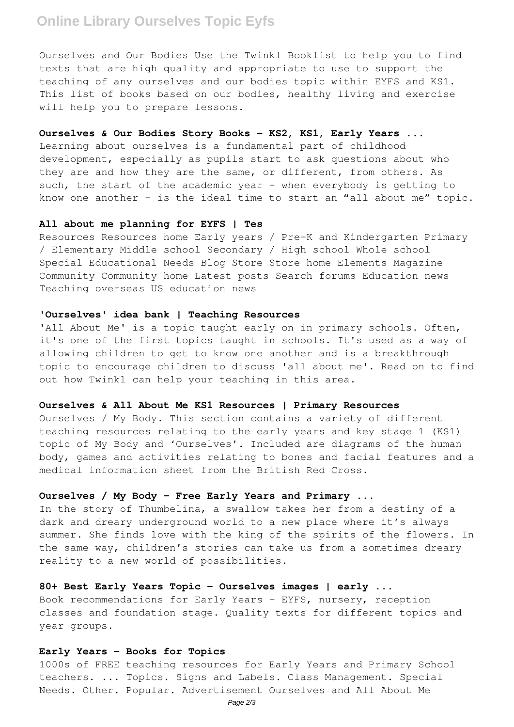Ourselves and Our Bodies Use the Twinkl Booklist to help you to find texts that are high quality and appropriate to use to support the teaching of any ourselves and our bodies topic within EYFS and KS1. This list of books based on our bodies, healthy living and exercise will help you to prepare lessons.

**Ourselves & Our Bodies Story Books - KS2, KS1, Early Years ...**

Learning about ourselves is a fundamental part of childhood development, especially as pupils start to ask questions about who they are and how they are the same, or different, from others. As such, the start of the academic year – when everybody is getting to know one another – is the ideal time to start an "all about me" topic.

**All about me planning for EYFS | Tes**

Resources Resources home Early years / Pre-K and Kindergarten Primary / Elementary Middle school Secondary / High school Whole school Special Educational Needs Blog Store Store home Elements Magazine Community Community home Latest posts Search forums Education news Teaching overseas US education news

**'Ourselves' idea bank | Teaching Resources**

'All About Me' is a topic taught early on in primary schools. Often, it's one of the first topics taught in schools. It's used as a way of allowing children to get to know one another and is a breakthrough topic to encourage children to discuss 'all about me'. Read on to find out how Twinkl can help your teaching in this area.

**Ourselves & All About Me KS1 Resources | Primary Resources**

Ourselves / My Body. This section contains a variety of different teaching resources relating to the early years and key stage 1 (KS1) topic of My Body and 'Ourselves'. Included are diagrams of the human body, games and activities relating to bones and facial features and a medical information sheet from the British Red Cross.

**Ourselves / My Body - Free Early Years and Primary ...**

In the story of Thumbelina, a swallow takes her from a destiny of a dark and dreary underground world to a new place where it's always summer. She finds love with the king of the spirits of the flowers. In the same way, children's stories can take us from a sometimes dreary reality to a new world of possibilities.

**80+ Best Early Years Topic - Ourselves images | early ...**

Book recommendations for Early Years - EYFS, nursery, reception classes and foundation stage. Quality texts for different topics and year groups.

**Early Years - Books for Topics**

1000s of FREE teaching resources for Early Years and Primary School teachers. ... Topics. Signs and Labels. Class Management. Special Needs. Other. Popular. Advertisement Ourselves and All About Me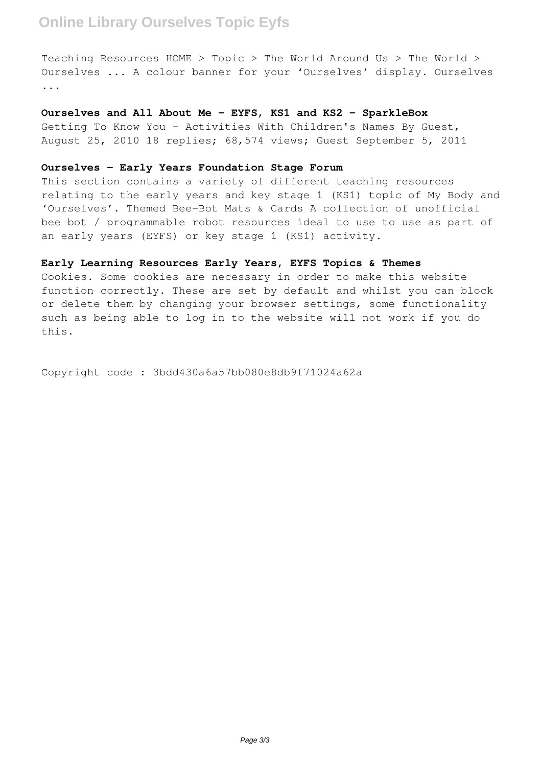Teaching Resources HOME > Topic > The World Around Us > The World > Ourselves ... A colour banner for your 'Ourselves' display. Ourselves ...

**Ourselves and All About Me - EYFS, KS1 and KS2 - SparkleBox**

Getting To Know You - Activities With Children's Names By Guest, August 25, 2010 18 replies; 68,574 views; Guest September 5, 2011

**Ourselves - Early Years Foundation Stage Forum**

This section contains a variety of different teaching resources relating to the early years and key stage 1 (KS1) topic of My Body and 'Ourselves'. Themed Bee-Bot Mats & Cards A collection of unofficial bee bot / programmable robot resources ideal to use to use as part of an early years (EYFS) or key stage 1 (KS1) activity.

**Early Learning Resources Early Years, EYFS Topics & Themes**

Cookies. Some cookies are necessary in order to make this website function correctly. These are set by default and whilst you can block or delete them by changing your browser settings, some functionality such as being able to log in to the website will not work if you do this.

Copyright code : 3bdd430a6a57bb080e8db9f71024a62a